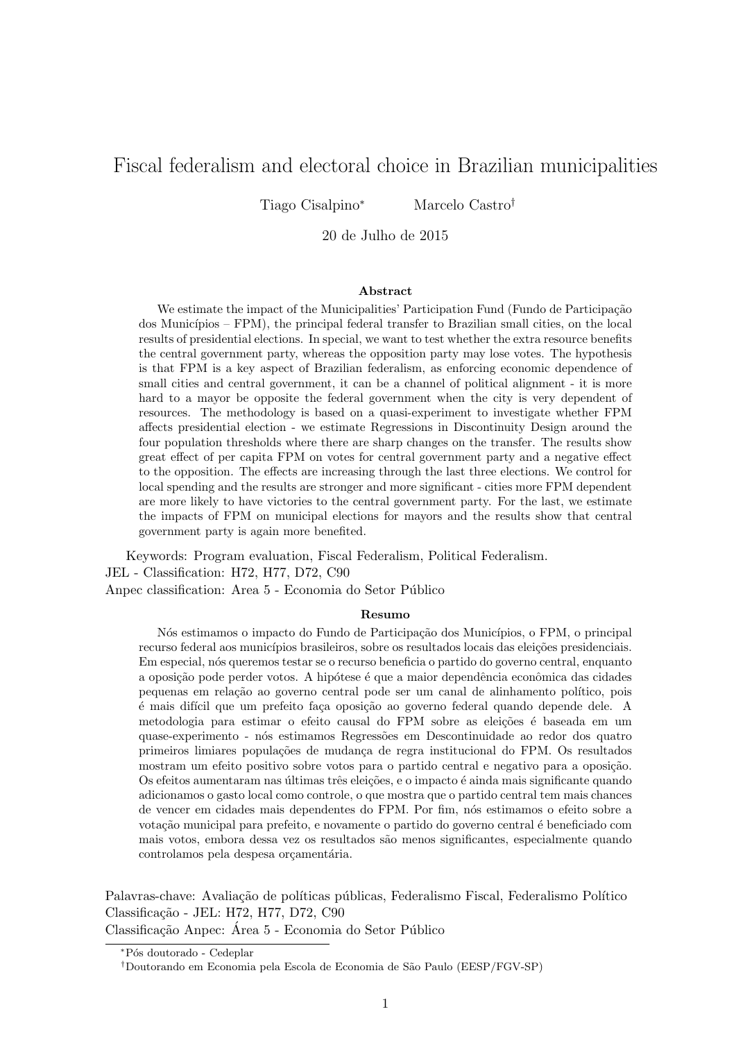# Fiscal federalism and electoral choice in Brazilian municipalities

Tiago Cisalpino[*] Marcelo Castro[†]

20 de Julho de 2015

## Abstract

We estimate the impact of the Municipalities' Participation Fund (Fundo de Participação dos Municípios – FPM), the principal federal transfer to Brazilian small cities, on the local results of presidential elections. In special, we want to test whether the extra resource benefits the central government party, whereas the opposition party may lose votes. The hypothesis is that FPM is a key aspect of Brazilian federalism, as enforcing economic dependence of small cities and central government, it can be a channel of political alignment - it is more hard to a mayor be opposite the federal government when the city is very dependent of resources. The methodology is based on a quasi-experiment to investigate whether FPM affects presidential election - we estimate Regressions in Discontinuity Design around the four population thresholds where there are sharp changes on the transfer. The results show great effect of per capita FPM on votes for central government party and a negative effect to the opposition. The effects are increasing through the last three elections. We control for local spending and the results are stronger and more significant - cities more FPM dependent are more likely to have victories to the central government party. For the last, we estimate the impacts of FPM on municipal elections for mayors and the results show that central government party is again more benefited.

Keywords: Program evaluation, Fiscal Federalism, Political Federalism.
JEL - Classification: H72, H77, D72, C90
Anpec classification: Area 5 - Economia do Setor Público

## Resumo

Nós estimamos o impacto do Fundo de Participação dos Municípios, o FPM, o principal recurso federal aos municípios brasileiros, sobre os resultados locais das eleições presidenciais. Em especial, nós queremos testar se o recurso beneficia o partido do governo central, enquanto a oposição pode perder votos. A hipótese é que a maior dependência econômica das cidades pequenas em relação ao governo central pode ser um canal de alinhamento político, pois é mais difícil que um prefeito faça oposição ao governo federal quando depende dele. A metodologia para estimar o efeito causal do FPM sobre as eleições é baseada em um quase-experimento - nós estimamos Regressões em Descontinuidade ao redor dos quatro primeiros limiares populações de mudança de regra institucional do FPM. Os resultados mostram um efeito positivo sobre votos para o partido central e negativo para a oposição. Os efeitos aumentaram nas últimas três eleições, e o impacto é ainda mais significante quando adicionamos o gasto local como controle, o que mostra que o partido central tem mais chances de vencer em cidades mais dependentes do FPM. Por fim, nós estimamos o efeito sobre a votação municipal para prefeito, e novamente o partido do governo central é beneficiado com mais votos, embora dessa vez os resultados são menos significantes, especialmente quando controlamos pela despesa orçamentária.

Palavras-chave: Avaliação de políticas públicas, Federalismo Fiscal, Federalismo Político
Classificação - JEL: H72, H77, D72, C90
Classificação Anpec: Área 5 - Economia do Setor Público

[*] Pós doutorado - Cedeplar

[†] Doutorando em Economia pela Escola de Economia de São Paulo (EESP/FGV-SP)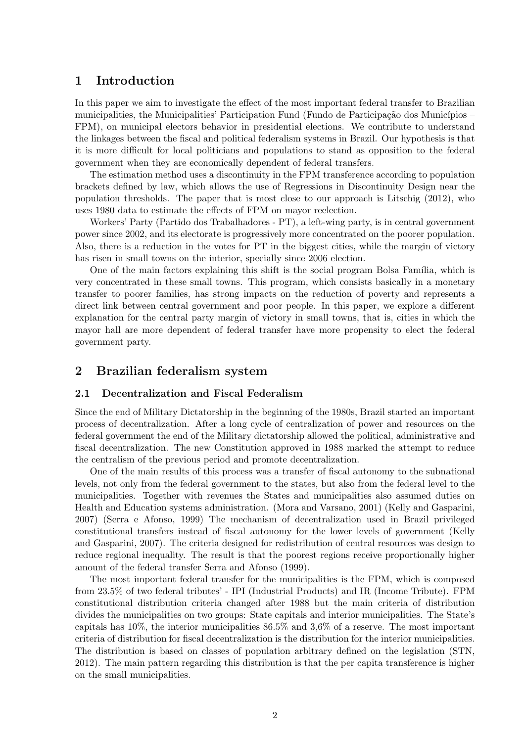## 1 Introduction

In this paper we aim to investigate the effect of the most important federal transfer to Brazilian municipalities, the Municipalities' Participation Fund (Fundo de Participação dos Municípios – FPM), on municipal electors behavior in presidential elections. We contribute to understand the linkages between the fiscal and political federalism systems in Brazil. Our hypothesis is that it is more difficult for local politicians and populations to stand as opposition to the federal government when they are economically dependent of federal transfers.

The estimation method uses a discontinuity in the FPM transference according to population brackets defined by law, which allows the use of Regressions in Discontinuity Design near the population thresholds. The paper that is most close to our approach is Litschig (2012), who uses 1980 data to estimate the effects of FPM on mayor reelection.

Workers' Party (Partido dos Trabalhadores - PT), a left-wing party, is in central government power since 2002, and its electorate is progressively more concentrated on the poorer population. Also, there is a reduction in the votes for PT in the biggest cities, while the margin of victory has risen in small towns on the interior, specially since 2006 election.

One of the main factors explaining this shift is the social program Bolsa Família, which is very concentrated in these small towns. This program, which consists basically in a monetary transfer to poorer families, has strong impacts on the reduction of poverty and represents a direct link between central government and poor people. In this paper, we explore a different explanation for the central party margin of victory in small towns, that is, cities in which the mayor hall are more dependent of federal transfer have more propensity to elect the federal government party.

## 2 Brazilian federalism system

### 2.1 Decentralization and Fiscal Federalism

Since the end of Military Dictatorship in the beginning of the 1980s, Brazil started an important process of decentralization. After a long cycle of centralization of power and resources on the federal government the end of the Military dictatorship allowed the political, administrative and fiscal decentralization. The new Constitution approved in 1988 marked the attempt to reduce the centralism of the previous period and promote decentralization.

One of the main results of this process was a transfer of fiscal autonomy to the subnational levels, not only from the federal government to the states, but also from the federal level to the municipalities. Together with revenues the States and municipalities also assumed duties on Health and Education systems administration. (Mora and Varsano, 2001) (Kelly and Gasparini, 2007) (Serra e Afonso, 1999) The mechanism of decentralization used in Brazil privileged constitutional transfers instead of fiscal autonomy for the lower levels of government (Kelly and Gasparini, 2007). The criteria designed for redistribution of central resources was design to reduce regional inequality. The result is that the poorest regions receive proportionally higher amount of the federal transfer Serra and Afonso (1999).

The most important federal transfer for the municipalities is the FPM, which is composed from 23.5% of two federal tributes' - IPI (Industrial Products) and IR (Income Tribute). FPM constitutional distribution criteria changed after 1988 but the main criteria of distribution divides the municipalities on two groups: State capitals and interior municipalities. The State's capitals has 10%, the interior municipalities 86.5% and 3,6% of a reserve. The most important criteria of distribution for fiscal decentralization is the distribution for the interior municipalities. The distribution is based on classes of population arbitrary defined on the legislation (STN, 2012). The main pattern regarding this distribution is that the per capita transference is higher on the small municipalities.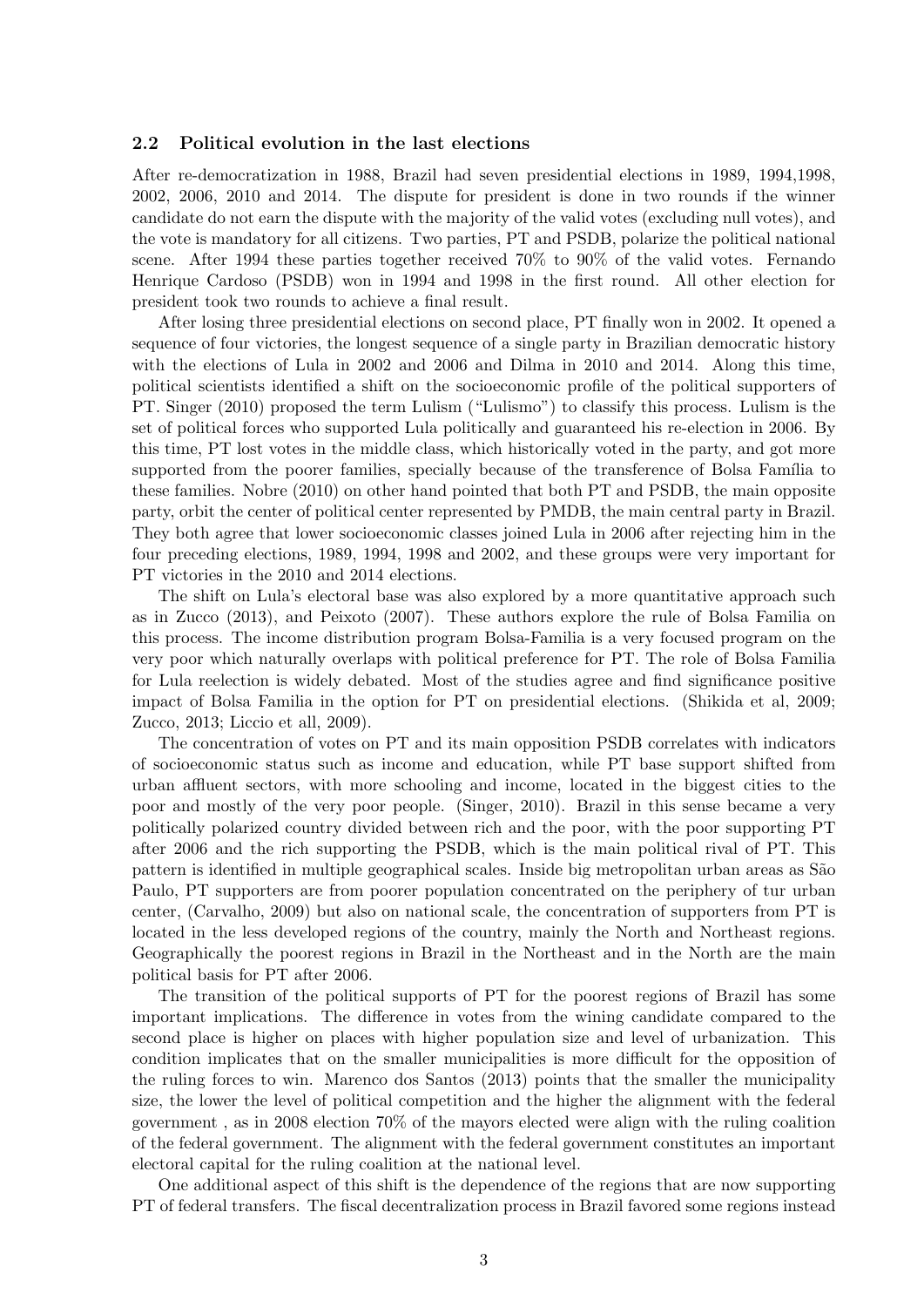### 2.2 Political evolution in the last elections

After re-democratization in 1988, Brazil had seven presidential elections in 1989, 1994,1998, 2002, 2006, 2010 and 2014. The dispute for president is done in two rounds if the winner candidate do not earn the dispute with the majority of the valid votes (excluding null votes), and the vote is mandatory for all citizens. Two parties, PT and PSDB, polarize the political national scene. After 1994 these parties together received 70% to 90% of the valid votes. Fernando Henrique Cardoso (PSDB) won in 1994 and 1998 in the first round. All other election for president took two rounds to achieve a final result.

After losing three presidential elections on second place, PT finally won in 2002. It opened a sequence of four victories, the longest sequence of a single party in Brazilian democratic history with the elections of Lula in 2002 and 2006 and Dilma in 2010 and 2014. Along this time, political scientists identified a shift on the socioeconomic profile of the political supporters of PT. Singer (2010) proposed the term Lulism ("Lulismo") to classify this process. Lulism is the set of political forces who supported Lula politically and guaranteed his re-election in 2006. By this time, PT lost votes in the middle class, which historically voted in the party, and got more supported from the poorer families, specially because of the transference of Bolsa Família to these families. Nobre (2010) on other hand pointed that both PT and PSDB, the main opposite party, orbit the center of political center represented by PMDB, the main central party in Brazil. They both agree that lower socioeconomic classes joined Lula in 2006 after rejecting him in the four preceding elections, 1989, 1994, 1998 and 2002, and these groups were very important for PT victories in the 2010 and 2014 elections.

The shift on Lula's electoral base was also explored by a more quantitative approach such as in Zucco (2013), and Peixoto (2007). These authors explore the rule of Bolsa Familia on this process. The income distribution program Bolsa-Familia is a very focused program on the very poor which naturally overlaps with political preference for PT. The role of Bolsa Familia for Lula reelection is widely debated. Most of the studies agree and find significance positive impact of Bolsa Familia in the option for PT on presidential elections. (Shikida et al, 2009; Zucco, 2013; Liccio et all, 2009).

The concentration of votes on PT and its main opposition PSDB correlates with indicators of socioeconomic status such as income and education, while PT base support shifted from urban affluent sectors, with more schooling and income, located in the biggest cities to the poor and mostly of the very poor people. (Singer, 2010). Brazil in this sense became a very politically polarized country divided between rich and the poor, with the poor supporting PT after 2006 and the rich supporting the PSDB, which is the main political rival of PT. This pattern is identified in multiple geographical scales. Inside big metropolitan urban areas as São Paulo, PT supporters are from poorer population concentrated on the periphery of tur urban center, (Carvalho, 2009) but also on national scale, the concentration of supporters from PT is located in the less developed regions of the country, mainly the North and Northeast regions. Geographically the poorest regions in Brazil in the Northeast and in the North are the main political basis for PT after 2006.

The transition of the political supports of PT for the poorest regions of Brazil has some important implications. The difference in votes from the wining candidate compared to the second place is higher on places with higher population size and level of urbanization. This condition implicates that on the smaller municipalities is more difficult for the opposition of the ruling forces to win. Marenco dos Santos (2013) points that the smaller the municipality size, the lower the level of political competition and the higher the alignment with the federal government , as in 2008 election 70% of the mayors elected were align with the ruling coalition of the federal government. The alignment with the federal government constitutes an important electoral capital for the ruling coalition at the national level.

One additional aspect of this shift is the dependence of the regions that are now supporting PT of federal transfers. The fiscal decentralization process in Brazil favored some regions instead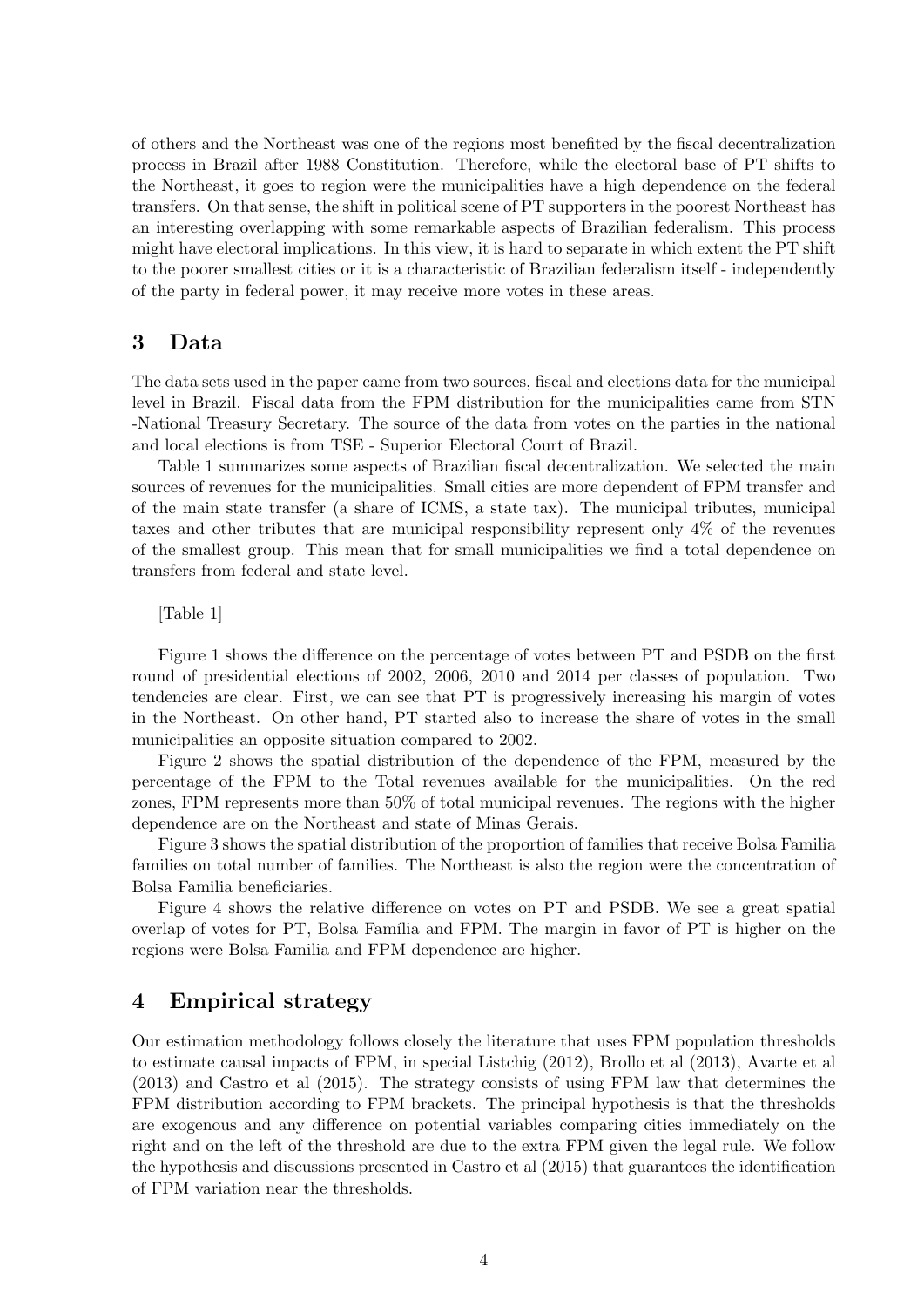of others and the Northeast was one of the regions most benefited by the fiscal decentralization process in Brazil after 1988 Constitution. Therefore, while the electoral base of PT shifts to the Northeast, it goes to region were the municipalities have a high dependence on the federal transfers. On that sense, the shift in political scene of PT supporters in the poorest Northeast has an interesting overlapping with some remarkable aspects of Brazilian federalism. This process might have electoral implications. In this view, it is hard to separate in which extent the PT shift to the poorer smallest cities or it is a characteristic of Brazilian federalism itself - independently of the party in federal power, it may receive more votes in these areas.

## 3 Data

The data sets used in the paper came from two sources, fiscal and elections data for the municipal level in Brazil. Fiscal data from the FPM distribution for the municipalities came from STN -National Treasury Secretary. The source of the data from votes on the parties in the national and local elections is from TSE - Superior Electoral Court of Brazil.

Table 1 summarizes some aspects of Brazilian fiscal decentralization. We selected the main sources of revenues for the municipalities. Small cities are more dependent of FPM transfer and of the main state transfer (a share of ICMS, a state tax). The municipal tributes, municipal taxes and other tributes that are municipal responsibility represent only 4% of the revenues of the smallest group. This mean that for small municipalities we find a total dependence on transfers from federal and state level.

[Table 1]

Figure 1 shows the difference on the percentage of votes between PT and PSDB on the first round of presidential elections of 2002, 2006, 2010 and 2014 per classes of population. Two tendencies are clear. First, we can see that PT is progressively increasing his margin of votes in the Northeast. On other hand, PT started also to increase the share of votes in the small municipalities an opposite situation compared to 2002.

Figure 2 shows the spatial distribution of the dependence of the FPM, measured by the percentage of the FPM to the Total revenues available for the municipalities. On the red zones, FPM represents more than 50% of total municipal revenues. The regions with the higher dependence are on the Northeast and state of Minas Gerais.

Figure 3 shows the spatial distribution of the proportion of families that receive Bolsa Familia families on total number of families. The Northeast is also the region were the concentration of Bolsa Familia beneficiaries.

Figure 4 shows the relative difference on votes on PT and PSDB. We see a great spatial overlap of votes for PT, Bolsa Família and FPM. The margin in favor of PT is higher on the regions were Bolsa Familia and FPM dependence are higher.

## 4 Empirical strategy

Our estimation methodology follows closely the literature that uses FPM population thresholds to estimate causal impacts of FPM, in special Listchig (2012), Brollo et al (2013), Avarte et al (2013) and Castro et al (2015). The strategy consists of using FPM law that determines the FPM distribution according to FPM brackets. The principal hypothesis is that the thresholds are exogenous and any difference on potential variables comparing cities immediately on the right and on the left of the threshold are due to the extra FPM given the legal rule. We follow the hypothesis and discussions presented in Castro et al (2015) that guarantees the identification of FPM variation near the thresholds.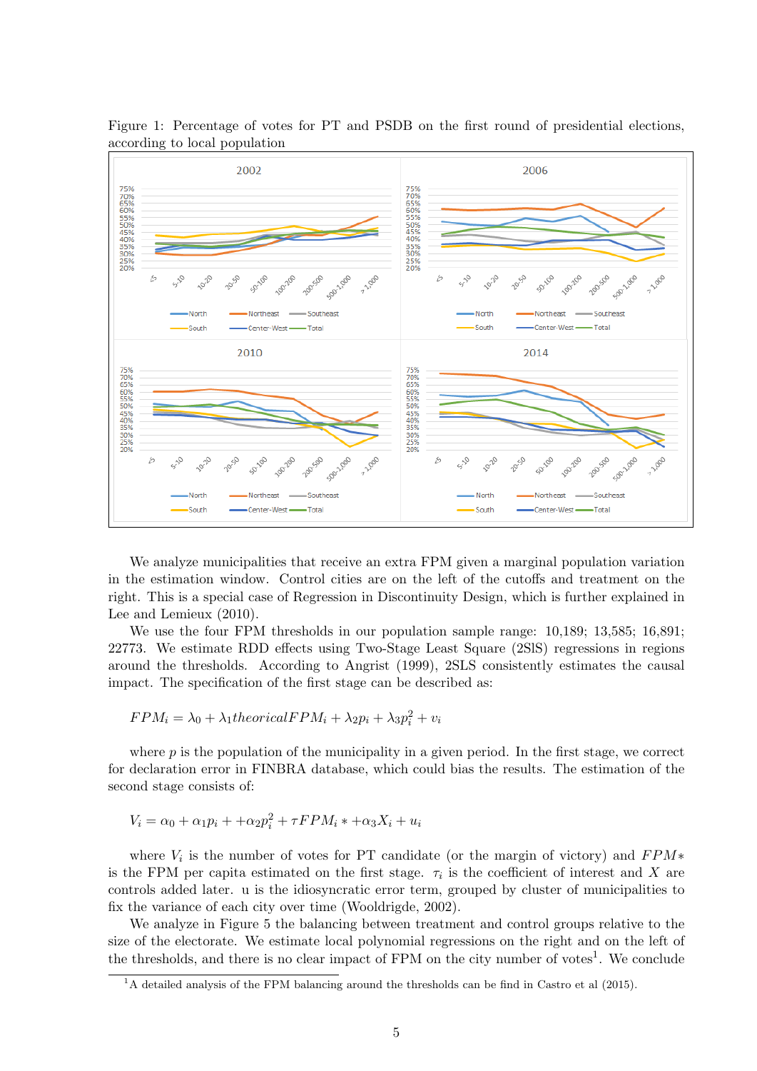Figure 1: Percentage of votes for PT and PSDB on the first round of presidential elections, according to local population

We analyze municipalities that receive an extra FPM given a marginal population variation in the estimation window. Control cities are on the left of the cutoffs and treatment on the right. This is a special case of Regression in Discontinuity Design, which is further explained in Lee and Lemieux (2010).

We use the four FPM thresholds in our population sample range: 10,189; 13,585; 16,891; 22773. We estimate RDD effects using Two-Stage Least Square (2SlS) regressions in regions around the thresholds. According to Angrist (1999), 2SLS consistently estimates the causal impact. The specification of the first stage can be described as:

$$FPM_i = \lambda_0 + \lambda_1 theoricalFPM_i + \lambda_2 p_i + \lambda_3 p_i^2 + v_i$$

where $p$ is the population of the municipality in a given period. In the first stage, we correct for declaration error in FINBRA database, which could bias the results. The estimation of the second stage consists of:

$$V_i = \alpha_0 + \alpha_1 p_i + +\alpha_2 p_i^2 + \tau FPM_i * +\alpha_3 X_i + u_i$$

where $V_i$ is the number of votes for PT candidate (or the margin of victory) and $FPM*$ is the FPM per capita estimated on the first stage. $\tau_i$ is the coefficient of interest and $X$ are controls added later. u is the idiosyncratic error term, grouped by cluster of municipalities to fix the variance of each city over time (Wooldrigde, 2002).

We analyze in Figure 5 the balancing between treatment and control groups relative to the size of the electorate. We estimate local polynomial regressions on the right and on the left of the thresholds, and there is no clear impact of FPM on the city number of votes[1]. We conclude

[1] A detailed analysis of the FPM balancing around the thresholds can be find in Castro et al (2015).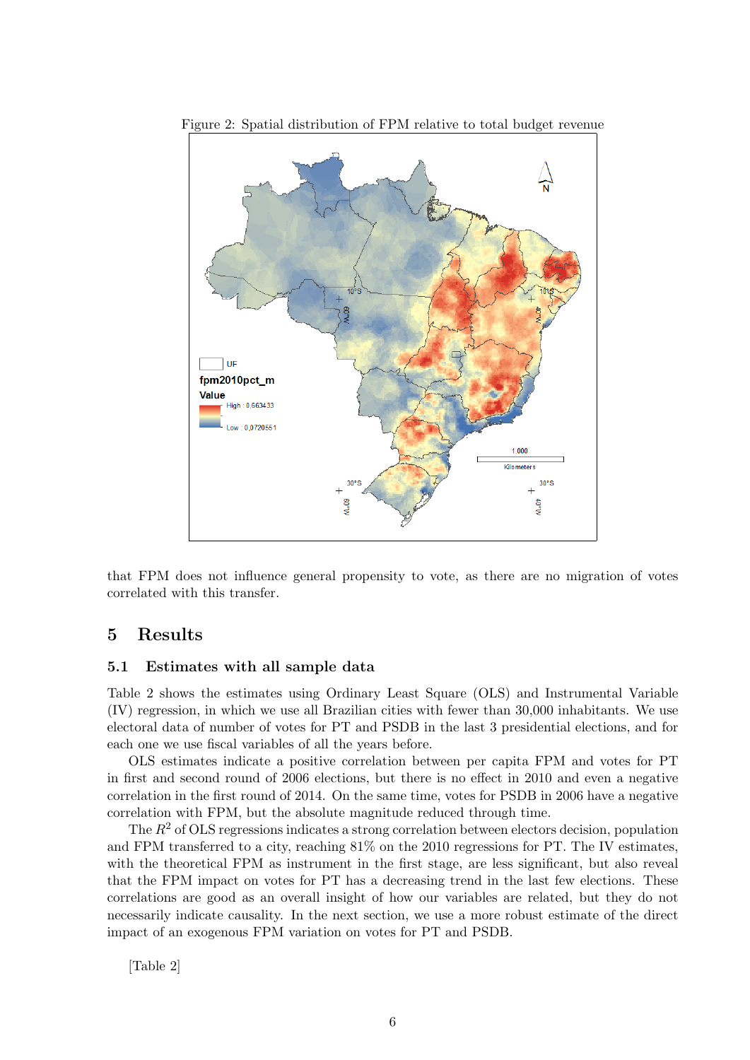Figure 2: Spatial distribution of FPM relative to total budget revenue

that FPM does not influence general propensity to vote, as there are no migration of votes correlated with this transfer.

# 5 Results

## 5.1 Estimates with all sample data

Table 2 shows the estimates using Ordinary Least Square (OLS) and Instrumental Variable (IV) regression, in which we use all Brazilian cities with fewer than 30,000 inhabitants. We use electoral data of number of votes for PT and PSDB in the last 3 presidential elections, and for each one we use fiscal variables of all the years before.

OLS estimates indicate a positive correlation between per capita FPM and votes for PT in first and second round of 2006 elections, but there is no effect in 2010 and even a negative correlation in the first round of 2014. On the same time, votes for PSDB in 2006 have a negative correlation with FPM, but the absolute magnitude reduced through time.

The $R^2$ of OLS regressions indicates a strong correlation between electors decision, population and FPM transferred to a city, reaching 81% on the 2010 regressions for PT. The IV estimates, with the theoretical FPM as instrument in the first stage, are less significant, but also reveal that the FPM impact on votes for PT has a decreasing trend in the last few elections. These correlations are good as an overall insight of how our variables are related, but they do not necessarily indicate causality. In the next section, we use a more robust estimate of the direct impact of an exogenous FPM variation on votes for PT and PSDB.

[Table 2]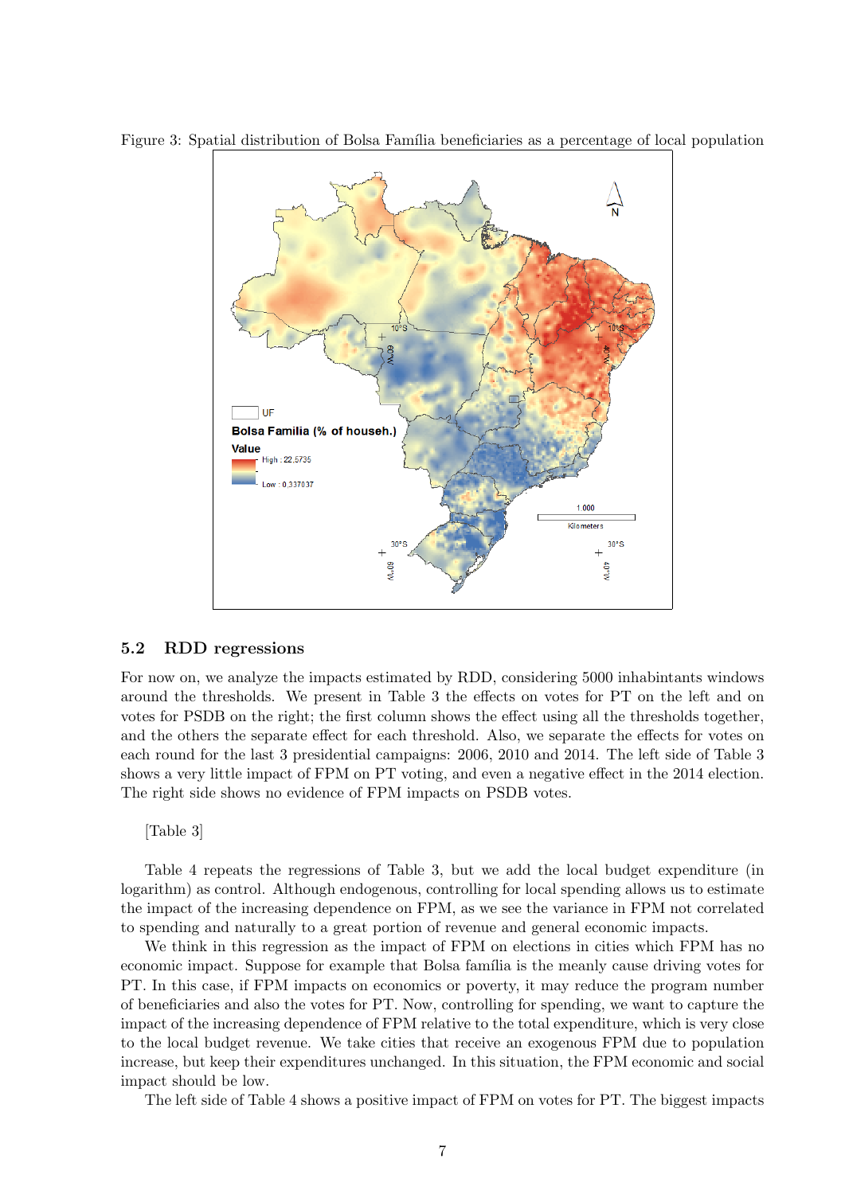Figure 3: Spatial distribution of Bolsa Família beneficiaries as a percentage of local population

## 5.2 RDD regressions

For now on, we analyze the impacts estimated by RDD, considering 5000 inhabintants windows around the thresholds. We present in Table 3 the effects on votes for PT on the left and on votes for PSDB on the right; the first column shows the effect using all the thresholds together, and the others the separate effect for each threshold. Also, we separate the effects for votes on each round for the last 3 presidential campaigns: 2006, 2010 and 2014. The left side of Table 3 shows a very little impact of FPM on PT voting, and even a negative effect in the 2014 election. The right side shows no evidence of FPM impacts on PSDB votes.

[Table 3]

Table 4 repeats the regressions of Table 3, but we add the local budget expenditure (in logarithm) as control. Although endogenous, controlling for local spending allows us to estimate the impact of the increasing dependence on FPM, as we see the variance in FPM not correlated to spending and naturally to a great portion of revenue and general economic impacts.

We think in this regression as the impact of FPM on elections in cities which FPM has no economic impact. Suppose for example that Bolsa família is the meanly cause driving votes for PT. In this case, if FPM impacts on economics or poverty, it may reduce the program number of beneficiaries and also the votes for PT. Now, controlling for spending, we want to capture the impact of the increasing dependence of FPM relative to the total expenditure, which is very close to the local budget revenue. We take cities that receive an exogenous FPM due to population increase, but keep their expenditures unchanged. In this situation, the FPM economic and social impact should be low.

The left side of Table 4 shows a positive impact of FPM on votes for PT. The biggest impacts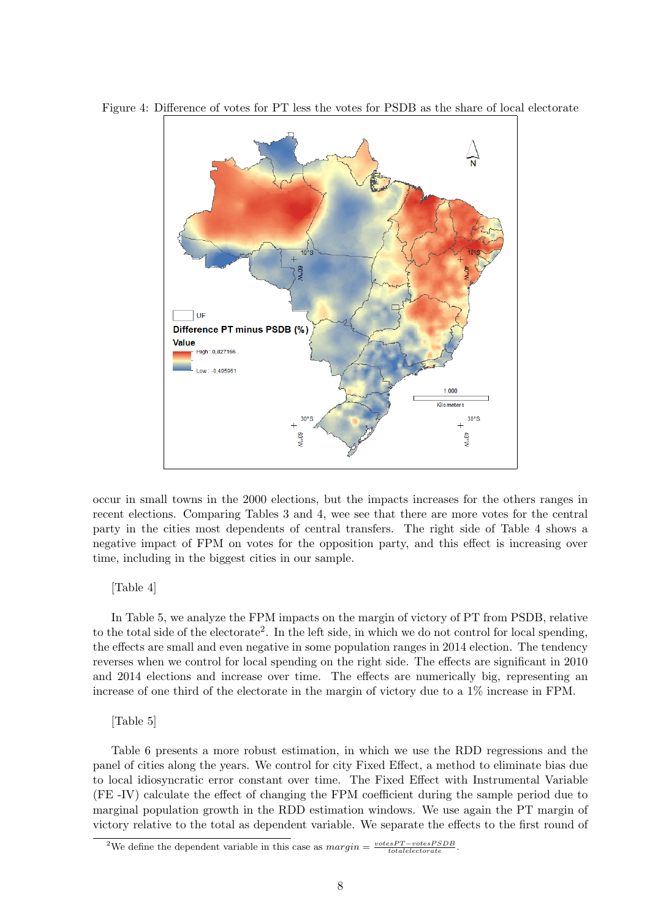Figure 4: Difference of votes for PT less the votes for PSDB as the share of local electorate

occur in small towns in the 2000 elections, but the impacts increases for the others ranges in recent elections. Comparing Tables 3 and 4, wee see that there are more votes for the central party in the cities most dependents of central transfers. The right side of Table 4 shows a negative impact of FPM on votes for the opposition party, and this effect is increasing over time, including in the biggest cities in our sample.

[Table 4]

In Table 5, we analyze the FPM impacts on the margin of victory of PT from PSDB, relative to the total side of the electorate[2]. In the left side, in which we do not control for local spending, the effects are small and even negative in some population ranges in 2014 election. The tendency reverses when we control for local spending on the right side. The effects are significant in 2010 and 2014 elections and increase over time. The effects are numerically big, representing an increase of one third of the electorate in the margin of victory due to a 1% increase in FPM.

[Table 5]

Table 6 presents a more robust estimation, in which we use the RDD regressions and the panel of cities along the years. We control for city Fixed Effect, a method to eliminate bias due to local idiosyncratic error constant over time. The Fixed Effect with Instrumental Variable (FE -IV) calculate the effect of changing the FPM coefficient during the sample period due to marginal population growth in the RDD estimation windows. We use again the PT margin of victory relative to the total as dependent variable. We separate the effects to the first round of

[2]We define the dependent variable in this case as $margin = \frac{votesPT - votesPSDB}{totalelectorate}$.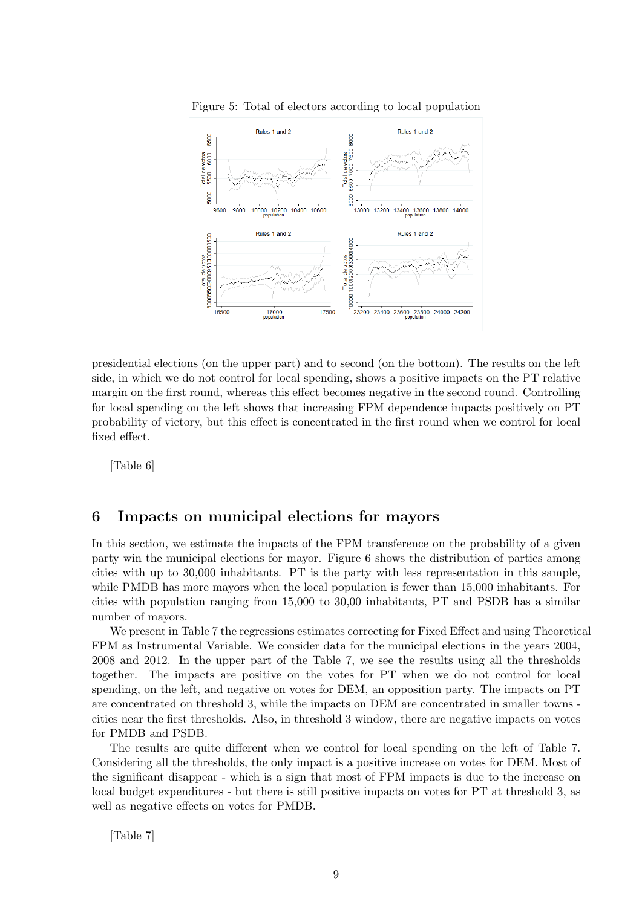Figure 5: Total of electors according to local population

presidential elections (on the upper part) and to second (on the bottom). The results on the left side, in which we do not control for local spending, shows a positive impacts on the PT relative margin on the first round, whereas this effect becomes negative in the second round. Controlling for local spending on the left shows that increasing FPM dependence impacts positively on PT probability of victory, but this effect is concentrated in the first round when we control for local fixed effect.

[Table 6]

## 6 Impacts on municipal elections for mayors

In this section, we estimate the impacts of the FPM transference on the probability of a given party win the municipal elections for mayor. Figure 6 shows the distribution of parties among cities with up to 30,000 inhabitants. PT is the party with less representation in this sample, while PMDB has more mayors when the local population is fewer than 15,000 inhabitants. For cities with population ranging from 15,000 to 30,00 inhabitants, PT and PSDB has a similar number of mayors.

We present in Table 7 the regressions estimates correcting for Fixed Effect and using Theoretical FPM as Instrumental Variable. We consider data for the municipal elections in the years 2004, 2008 and 2012. In the upper part of the Table 7, we see the results using all the thresholds together. The impacts are positive on the votes for PT when we do not control for local spending, on the left, and negative on votes for DEM, an opposition party. The impacts on PT are concentrated on threshold 3, while the impacts on DEM are concentrated in smaller towns - cities near the first thresholds. Also, in threshold 3 window, there are negative impacts on votes for PMDB and PSDB.

The results are quite different when we control for local spending on the left of Table 7. Considering all the thresholds, the only impact is a positive increase on votes for DEM. Most of the significant disappear - which is a sign that most of FPM impacts is due to the increase on local budget expenditures - but there is still positive impacts on votes for PT at threshold 3, as well as negative effects on votes for PMDB.

[Table 7]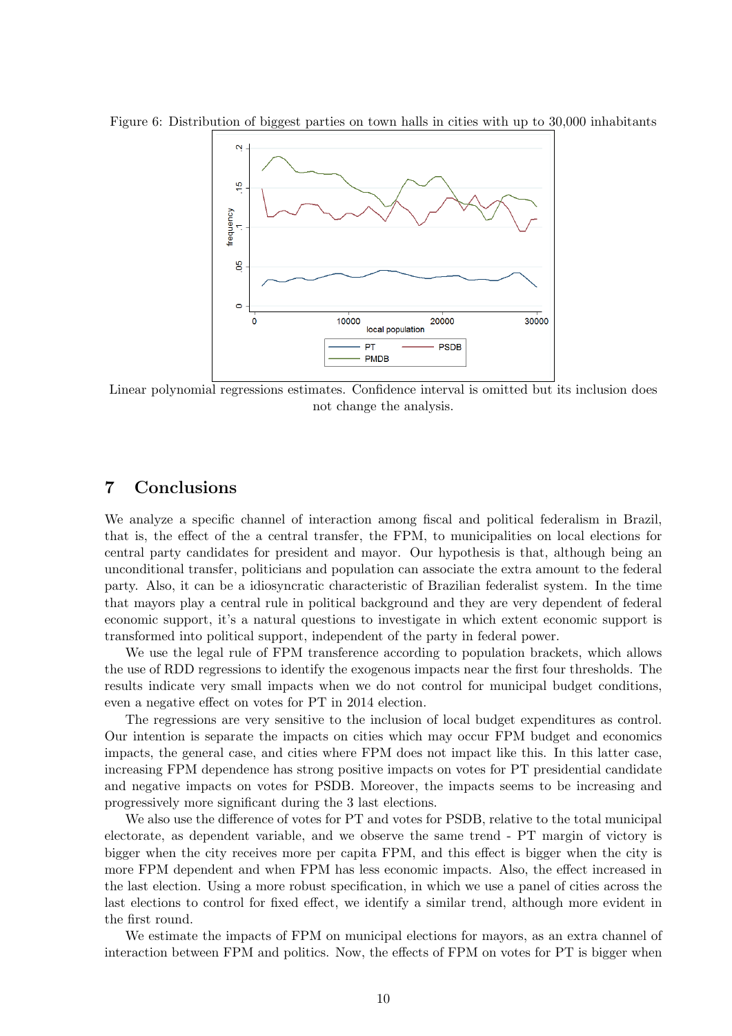Figure 6: Distribution of biggest parties on town halls in cities with up to 30,000 inhabitants

Linear polynomial regressions estimates. Confidence interval is omitted but its inclusion does not change the analysis.

## 7 Conclusions

We analyze a specific channel of interaction among fiscal and political federalism in Brazil, that is, the effect of the a central transfer, the FPM, to municipalities on local elections for central party candidates for president and mayor. Our hypothesis is that, although being an unconditional transfer, politicians and population can associate the extra amount to the federal party. Also, it can be a idiosyncratic characteristic of Brazilian federalist system. In the time that mayors play a central rule in political background and they are very dependent of federal economic support, it's a natural questions to investigate in which extent economic support is transformed into political support, independent of the party in federal power.

We use the legal rule of FPM transference according to population brackets, which allows the use of RDD regressions to identify the exogenous impacts near the first four thresholds. The results indicate very small impacts when we do not control for municipal budget conditions, even a negative effect on votes for PT in 2014 election.

The regressions are very sensitive to the inclusion of local budget expenditures as control. Our intention is separate the impacts on cities which may occur FPM budget and economics impacts, the general case, and cities where FPM does not impact like this. In this latter case, increasing FPM dependence has strong positive impacts on votes for PT presidential candidate and negative impacts on votes for PSDB. Moreover, the impacts seems to be increasing and progressively more significant during the 3 last elections.

We also use the difference of votes for PT and votes for PSDB, relative to the total municipal electorate, as dependent variable, and we observe the same trend - PT margin of victory is bigger when the city receives more per capita FPM, and this effect is bigger when the city is more FPM dependent and when FPM has less economic impacts. Also, the effect increased in the last election. Using a more robust specification, in which we use a panel of cities across the last elections to control for fixed effect, we identify a similar trend, although more evident in the first round.

We estimate the impacts of FPM on municipal elections for mayors, as an extra channel of interaction between FPM and politics. Now, the effects of FPM on votes for PT is bigger when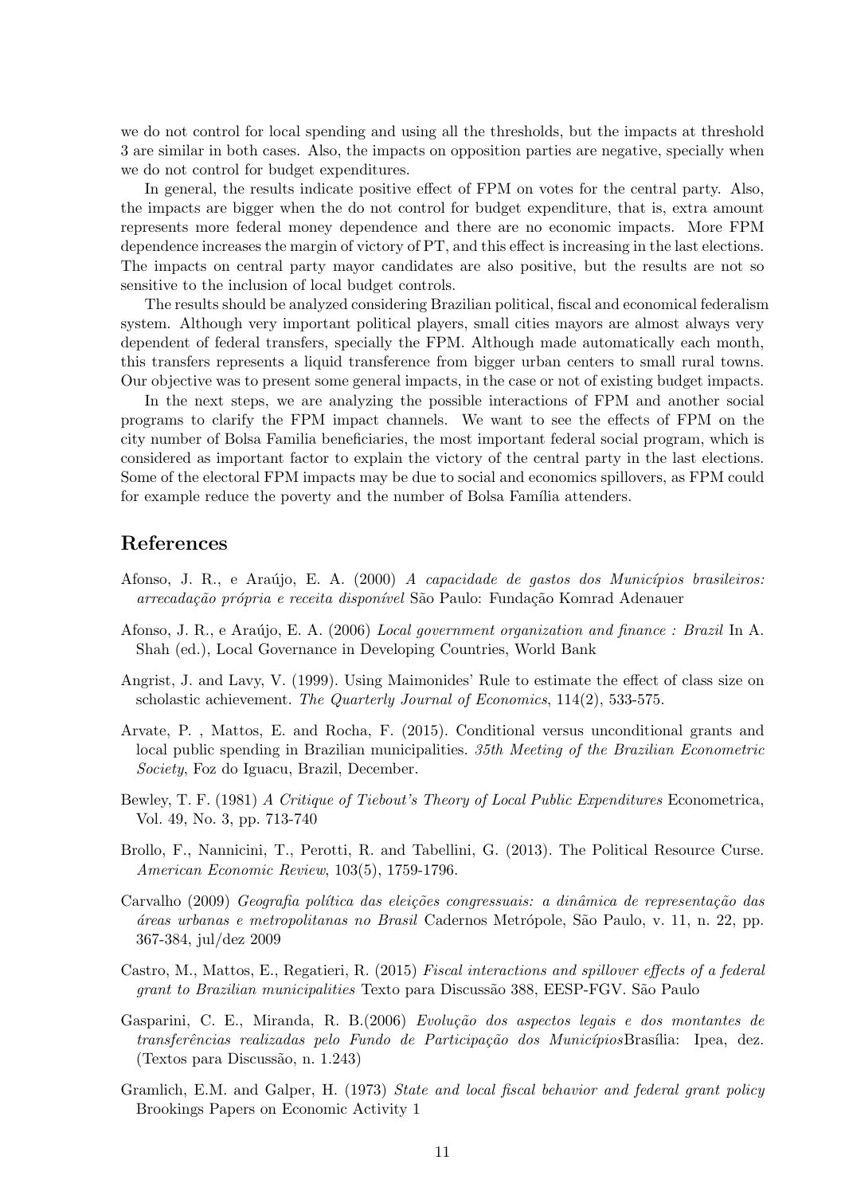we do not control for local spending and using all the thresholds, but the impacts at threshold 3 are similar in both cases. Also, the impacts on opposition parties are negative, specially when we do not control for budget expenditures.

In general, the results indicate positive effect of FPM on votes for the central party. Also, the impacts are bigger when the do not control for budget expenditure, that is, extra amount represents more federal money dependence and there are no economic impacts. More FPM dependence increases the margin of victory of PT, and this effect is increasing in the last elections. The impacts on central party mayor candidates are also positive, but the results are not so sensitive to the inclusion of local budget controls.

The results should be analyzed considering Brazilian political, fiscal and economical federalism system. Although very important political players, small cities mayors are almost always very dependent of federal transfers, specially the FPM. Although made automatically each month, this transfers represents a liquid transference from bigger urban centers to small rural towns. Our objective was to present some general impacts, in the case or not of existing budget impacts.

In the next steps, we are analyzing the possible interactions of FPM and another social programs to clarify the FPM impact channels. We want to see the effects of FPM on the city number of Bolsa Familia beneficiaries, the most important federal social program, which is considered as important factor to explain the victory of the central party in the last elections. Some of the electoral FPM impacts may be due to social and economics spillovers, as FPM could for example reduce the poverty and the number of Bolsa Família attenders.

## References

Afonso, J. R., e Araújo, E. A. (2000) *A capacidade de gastos dos Municípios brasileiros: arrecadação própria e receita disponível* São Paulo: Fundação Komrad Adenauer

Afonso, J. R., e Araújo, E. A. (2006) *Local government organization and finance : Brazil* In A. Shah (ed.), Local Governance in Developing Countries, World Bank

Angrist, J. and Lavy, V. (1999). Using Maimonides' Rule to estimate the effect of class size on scholastic achievement. *The Quarterly Journal of Economics*, 114(2), 533-575.

Arvate, P. , Mattos, E. and Rocha, F. (2015). Conditional versus unconditional grants and local public spending in Brazilian municipalities. *35th Meeting of the Brazilian Econometric Society*, Foz do Iguacu, Brazil, December.

Bewley, T. F. (1981) *A Critique of Tiebout's Theory of Local Public Expenditures* Econometrica, Vol. 49, No. 3, pp. 713-740

Brollo, F., Nannicini, T., Perotti, R. and Tabellini, G. (2013). The Political Resource Curse. *American Economic Review*, 103(5), 1759-1796.

Carvalho (2009) *Geografia política das eleições congressuais: a dinâmica de representação das áreas urbanas e metropolitanas no Brasil* Cadernos Metrópole, São Paulo, v. 11, n. 22, pp. 367-384, jul/dez 2009

Castro, M., Mattos, E., Regatieri, R. (2015) *Fiscal interactions and spillover effects of a federal grant to Brazilian municipalities* Texto para Discussão 388, EESP-FGV. São Paulo

Gasparini, C. E., Miranda, R. B.(2006) *Evolução dos aspectos legais e dos montantes de transferências realizadas pelo Fundo de Participação dos Municípios*Brasília: Ipea, dez. (Textos para Discussão, n. 1.243)

Gramlich, E.M. and Galper, H. (1973) *State and local fiscal behavior and federal grant policy* Brookings Papers on Economic Activity 1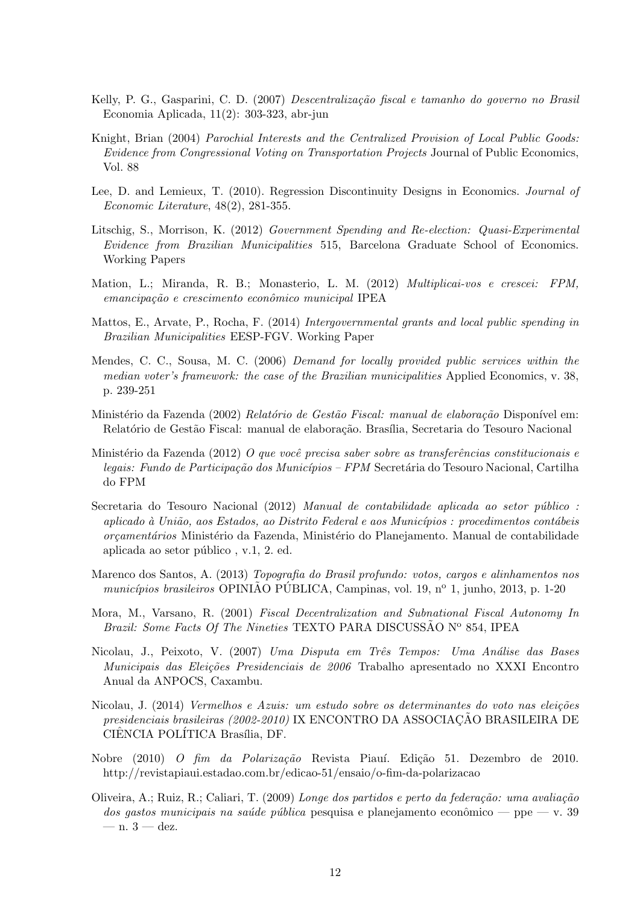Kelly, P. G., Gasparini, C. D. (2007) *Descentralização fiscal e tamanho do governo no Brasil* Economia Aplicada, 11(2): 303-323, abr-jun

Knight, Brian (2004) *Parochial Interests and the Centralized Provision of Local Public Goods: Evidence from Congressional Voting on Transportation Projects* Journal of Public Economics, Vol. 88

Lee, D. and Lemieux, T. (2010). Regression Discontinuity Designs in Economics. *Journal of Economic Literature*, 48(2), 281-355.

Litschig, S., Morrison, K. (2012) *Government Spending and Re-election: Quasi-Experimental Evidence from Brazilian Municipalities* 515, Barcelona Graduate School of Economics. Working Papers

Mation, L.; Miranda, R. B.; Monasterio, L. M. (2012) *Multiplicai-vos e crescei: FPM, emancipação e crescimento econômico municipal* IPEA

Mattos, E., Arvate, P., Rocha, F. (2014) *Intergovernmental grants and local public spending in Brazilian Municipalities* EESP-FGV. Working Paper

Mendes, C. C., Sousa, M. C. (2006) *Demand for locally provided public services within the median voter's framework: the case of the Brazilian municipalities* Applied Economics, v. 38, p. 239-251

Ministério da Fazenda (2002) *Relatório de Gestão Fiscal: manual de elaboração* Disponível em: Relatório de Gestão Fiscal: manual de elaboração. Brasília, Secretaria do Tesouro Nacional

Ministério da Fazenda (2012) *O que você precisa saber sobre as transferências constitucionais e legais: Fundo de Participação dos Municípios – FPM* Secretária do Tesouro Nacional, Cartilha do FPM

Secretaria do Tesouro Nacional (2012) *Manual de contabilidade aplicada ao setor público : aplicado à União, aos Estados, ao Distrito Federal e aos Municípios : procedimentos contábeis orçamentários* Ministério da Fazenda, Ministério do Planejamento. Manual de contabilidade aplicada ao setor público , v.1, 2. ed.

Marenco dos Santos, A. (2013) *Topografia do Brasil profundo: votos, cargos e alinhamentos nos municípios brasileiros* OPINIÃO PÚBLICA, Campinas, vol. 19, nº 1, junho, 2013, p. 1-20

Mora, M., Varsano, R. (2001) *Fiscal Decentralization and Subnational Fiscal Autonomy In Brazil: Some Facts Of The Nineties* TEXTO PARA DISCUSSÃO Nº 854, IPEA

Nicolau, J., Peixoto, V. (2007) *Uma Disputa em Três Tempos: Uma Análise das Bases Municipais das Eleições Presidenciais de 2006* Trabalho apresentado no XXXI Encontro Anual da ANPOCS, Caxambu.

Nicolau, J. (2014) *Vermelhos e Azuis: um estudo sobre os determinantes do voto nas eleições presidenciais brasileiras (2002-2010)* IX ENCONTRO DA ASSOCIAÇÃO BRASILEIRA DE CIÊNCIA POLÍTICA Brasília, DF.

Nobre (2010) *O fim da Polarização* Revista Piauí. Edição 51. Dezembro de 2010. http://revistapiaui.estadao.com.br/edicao-51/ensaio/o-fim-da-polarizacao

Oliveira, A.; Ruiz, R.; Caliari, T. (2009) *Longe dos partidos e perto da federação: uma avaliação dos gastos municipais na saúde pública* pesquisa e planejamento econômico — ppe — v. 39 — n. 3 — dez.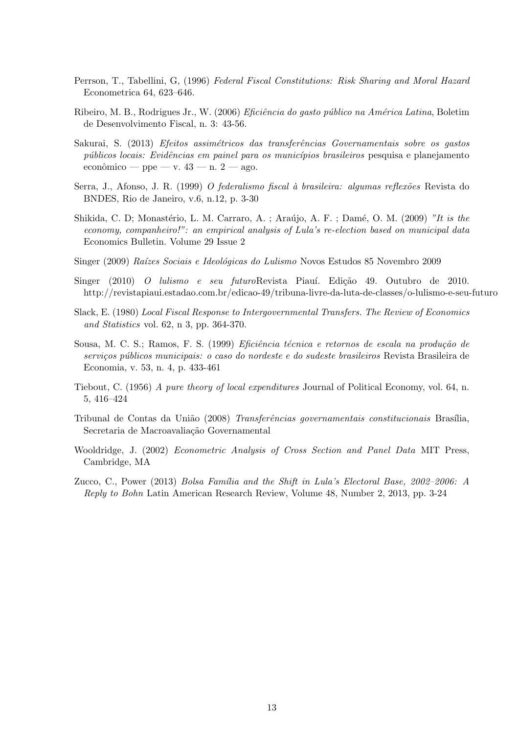Perrson, T., Tabellini, G, (1996) *Federal Fiscal Constitutions: Risk Sharing and Moral Hazard* Econometrica 64, 623–646.

Ribeiro, M. B., Rodrigues Jr., W. (2006) *Eficiência do gasto público na América Latina*, Boletim de Desenvolvimento Fiscal, n. 3: 43-56.

Sakurai, S. (2013) *Efeitos assimétricos das transferências Governamentais sobre os gastos públicos locais: Evidências em painel para os municípios brasileiros* pesquisa e planejamento econômico — ppe — v. 43 — n. 2 — ago.

Serra, J., Afonso, J. R. (1999) *O federalismo fiscal à brasileira: algumas reflexões* Revista do BNDES, Rio de Janeiro, v.6, n.12, p. 3-30

Shikida, C. D; Monastério, L. M. Carraro, A. ; Araújo, A. F. ; Damé, O. M. (2009) *"It is the economy, companheiro!": an empirical analysis of Lula's re-election based on municipal data* Economics Bulletin. Volume 29 Issue 2

Singer (2009) *Raízes Sociais e Ideológicas do Lulismo* Novos Estudos 85 Novembro 2009

Singer (2010) *O lulismo e seu futuro*Revista Piauí. Edição 49. Outubro de 2010. http://revistapiaui.estadao.com.br/edicao-49/tribuna-livre-da-luta-de-classes/o-lulismo-e-seu-futuro

Slack, E. (1980) *Local Fiscal Response to Intergovernmental Transfers. The Review of Economics and Statistics* vol. 62, n 3, pp. 364-370.

Sousa, M. C. S.; Ramos, F. S. (1999) *Eficiência técnica e retornos de escala na produção de serviços públicos municipais: o caso do nordeste e do sudeste brasileiros* Revista Brasileira de Economia, v. 53, n. 4, p. 433-461

Tiebout, C. (1956) *A pure theory of local expenditures* Journal of Political Economy, vol. 64, n. 5, 416–424

Tribunal de Contas da União (2008) *Transferências governamentais constitucionais* Brasília, Secretaria de Macroavaliação Governamental

Wooldridge, J. (2002) *Econometric Analysis of Cross Section and Panel Data* MIT Press, Cambridge, MA

Zucco, C., Power (2013) *Bolsa Família and the Shift in Lula's Electoral Base, 2002–2006: A Reply to Bohn* Latin American Research Review, Volume 48, Number 2, 2013, pp. 3-24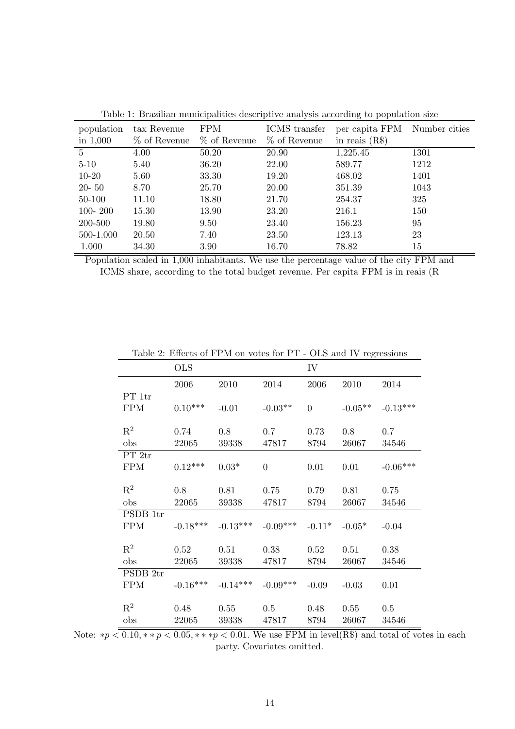Table 1: Brazilian municipalities descriptive analysis according to population size

| population in 1,000 | tax Revenue % of Revenue | FPM % of Revenue | ICMS transfer % of Revenue | per capita FPM in reais (R$) | Number cities |
|---|---|---|---|---|---|
| 5 | 4.00 | 50.20 | 20.90 | 1,225.45 | 1301 |
| 5-10 | 5.40 | 36.20 | 22.00 | 589.77 | 1212 |
| 10-20 | 5.60 | 33.30 | 19.20 | 468.02 | 1401 |
| 20- 50 | 8.70 | 25.70 | 20.00 | 351.39 | 1043 |
| 50-100 | 11.10 | 18.80 | 21.70 | 254.37 | 325 |
| 100- 200 | 15.30 | 13.90 | 23.20 | 216.1 | 150 |
| 200-500 | 19.80 | 9.50 | 23.40 | 156.23 | 95 |
| 500-1.000 | 20.50 | 7.40 | 23.50 | 123.13 | 23 |
| 1.000 | 34.30 | 3.90 | 16.70 | 78.82 | 15 |

Population scaled in 1,000 inhabitants. We use the percentage value of the city FPM and ICMS share, according to the total budget revenue. Per capita FPM is in reais (R

Table 2: Effects of FPM on votes for PT - OLS and IV regressions

| | OLS | | | IV | | |
|---|---|---|---|---|---|---|
| | 2006 | 2010 | 2014 | 2006 | 2010 | 2014 |
| PT 1tr | | | | | | |
| FPM | 0.10*** | -0.01 | -0.03** | 0 | -0.05** | -0.13*** |
| $R^2$ | 0.74 | 0.8 | 0.7 | 0.73 | 0.8 | 0.7 |
| obs | 22065 | 39338 | 47817 | 8794 | 26067 | 34546 |
| PT 2tr | | | | | | |
| FPM | 0.12*** | 0.03* | 0 | 0.01 | 0.01 | -0.06*** |
| $R^2$ | 0.8 | 0.81 | 0.75 | 0.79 | 0.81 | 0.75 |
| obs | 22065 | 39338 | 47817 | 8794 | 26067 | 34546 |
| PSDB 1tr | | | | | | |
| FPM | -0.18*** | -0.13*** | -0.09*** | -0.11* | -0.05* | -0.04 |
| $R^2$ | 0.52 | 0.51 | 0.38 | 0.52 | 0.51 | 0.38 |
| obs | 22065 | 39338 | 47817 | 8794 | 26067 | 34546 |
| PSDB 2tr | | | | | | |
| FPM | -0.16*** | -0.14*** | -0.09*** | -0.09 | -0.03 | 0.01 |
| $R^2$ | 0.48 | 0.55 | 0.5 | 0.48 | 0.55 | 0.5 |
| obs | 22065 | 39338 | 47817 | 8794 | 26067 | 34546 |

Note: $*p < 0.10, **p < 0.05, ***p < 0.01$. We use FPM in level(R$) and total of votes in each party. Covariates omitted.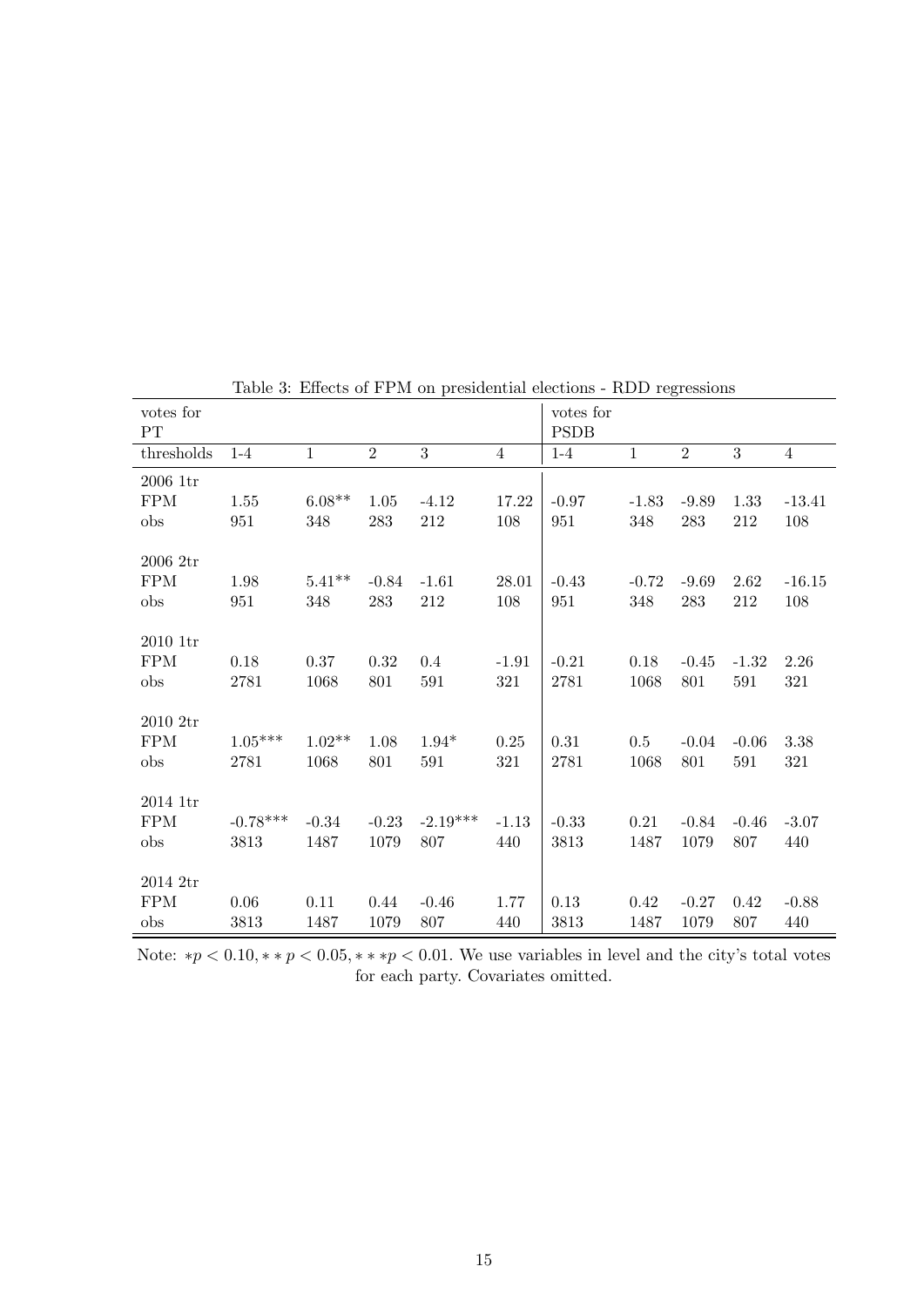Table 3: Effects of FPM on presidential elections - RDD regressions

| votes for PT | | | | | | votes for PSDB | | | | |
|---|---|---|---|---|---|---|---|---|---|---|
| thresholds | 1-4 | 1 | 2 | 3 | 4 | 1-4 | 1 | 2 | 3 | 4 |
| 2006 1tr | | | | | | | | | | |
| FPM | 1.55 | 6.08** | 1.05 | -4.12 | 17.22 | -0.97 | -1.83 | -9.89 | 1.33 | -13.41 |
| obs | 951 | 348 | 283 | 212 | 108 | 951 | 348 | 283 | 212 | 108 |
| 2006 2tr | | | | | | | | | | |
| FPM | 1.98 | 5.41** | -0.84 | -1.61 | 28.01 | -0.43 | -0.72 | -9.69 | 2.62 | -16.15 |
| obs | 951 | 348 | 283 | 212 | 108 | 951 | 348 | 283 | 212 | 108 |
| 2010 1tr | | | | | | | | | | |
| FPM | 0.18 | 0.37 | 0.32 | 0.4 | -1.91 | -0.21 | 0.18 | -0.45 | -1.32 | 2.26 |
| obs | 2781 | 1068 | 801 | 591 | 321 | 2781 | 1068 | 801 | 591 | 321 |
| 2010 2tr | | | | | | | | | | |
| FPM | 1.05*** | 1.02** | 1.08 | 1.94* | 0.25 | 0.31 | 0.5 | -0.04 | -0.06 | 3.38 |
| obs | 2781 | 1068 | 801 | 591 | 321 | 2781 | 1068 | 801 | 591 | 321 |
| 2014 1tr | | | | | | | | | | |
| FPM | -0.78*** | -0.34 | -0.23 | -2.19*** | -1.13 | -0.33 | 0.21 | -0.84 | -0.46 | -3.07 |
| obs | 3813 | 1487 | 1079 | 807 | 440 | 3813 | 1487 | 1079 | 807 | 440 |
| 2014 2tr | | | | | | | | | | |
| FPM | 0.06 | 0.11 | 0.44 | -0.46 | 1.77 | 0.13 | 0.42 | -0.27 | 0.42 | -0.88 |
| obs | 3813 | 1487 | 1079 | 807 | 440 | 3813 | 1487 | 1079 | 807 | 440 |

Note: $*p < 0.10, **p < 0.05, ***p < 0.01$. We use variables in level and the city's total votes for each party. Covariates omitted.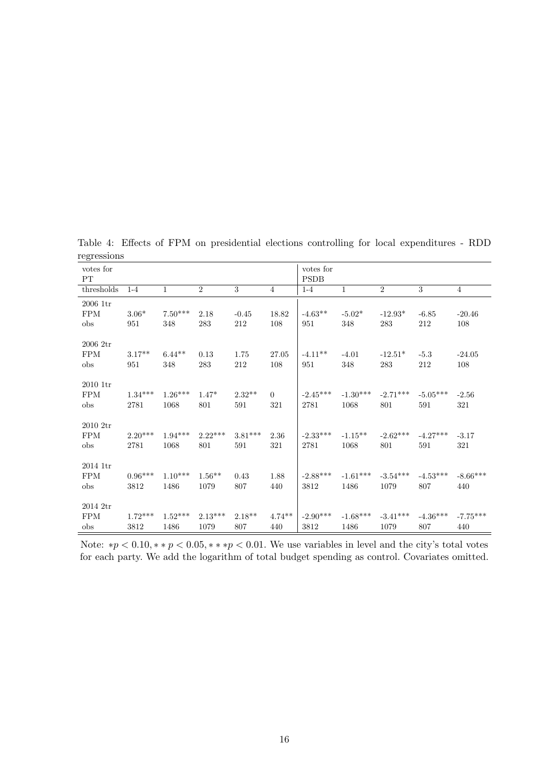Table 4: Effects of FPM on presidential elections controlling for local expenditures - RDD regressions

| votes for PT | | | | | | votes for PSDB | | | | |
|---|---|---|---|---|---|---|---|---|---|---|
| thresholds | 1-4 | 1 | 2 | 3 | 4 | 1-4 | 1 | 2 | 3 | 4 |
| 2006 1tr | | | | | | | | | | |
| FPM | 3.06* | 7.50*** | 2.18 | -0.45 | 18.82 | -4.63** | -5.02* | -12.93* | -6.85 | -20.46 |
| obs | 951 | 348 | 283 | 212 | 108 | 951 | 348 | 283 | 212 | 108 |
| 2006 2tr | | | | | | | | | | |
| FPM | 3.17** | 6.44** | 0.13 | 1.75 | 27.05 | -4.11** | -4.01 | -12.51* | -5.3 | -24.05 |
| obs | 951 | 348 | 283 | 212 | 108 | 951 | 348 | 283 | 212 | 108 |
| 2010 1tr | | | | | | | | | | |
| FPM | 1.34*** | 1.26*** | 1.47* | 2.32** | 0 | -2.45*** | -1.30*** | -2.71*** | -5.05*** | -2.56 |
| obs | 2781 | 1068 | 801 | 591 | 321 | 2781 | 1068 | 801 | 591 | 321 |
| 2010 2tr | | | | | | | | | | |
| FPM | 2.20*** | 1.94*** | 2.22*** | 3.81*** | 2.36 | -2.33*** | -1.15** | -2.62*** | -4.27*** | -3.17 |
| obs | 2781 | 1068 | 801 | 591 | 321 | 2781 | 1068 | 801 | 591 | 321 |
| 2014 1tr | | | | | | | | | | |
| FPM | 0.96*** | 1.10*** | 1.56** | 0.43 | 1.88 | -2.88*** | -1.61*** | -3.54*** | -4.53*** | -8.66*** |
| obs | 3812 | 1486 | 1079 | 807 | 440 | 3812 | 1486 | 1079 | 807 | 440 |
| 2014 2tr | | | | | | | | | | |
| FPM | 1.72*** | 1.52*** | 2.13*** | 2.18** | 4.74** | -2.90*** | -1.68*** | -3.41*** | -4.36*** | -7.75*** |
| obs | 3812 | 1486 | 1079 | 807 | 440 | 3812 | 1486 | 1079 | 807 | 440 |

Note: $*p < 0.10, **p < 0.05, ***p < 0.01$. We use variables in level and the city's total votes for each party. We add the logarithm of total budget spending as control. Covariates omitted.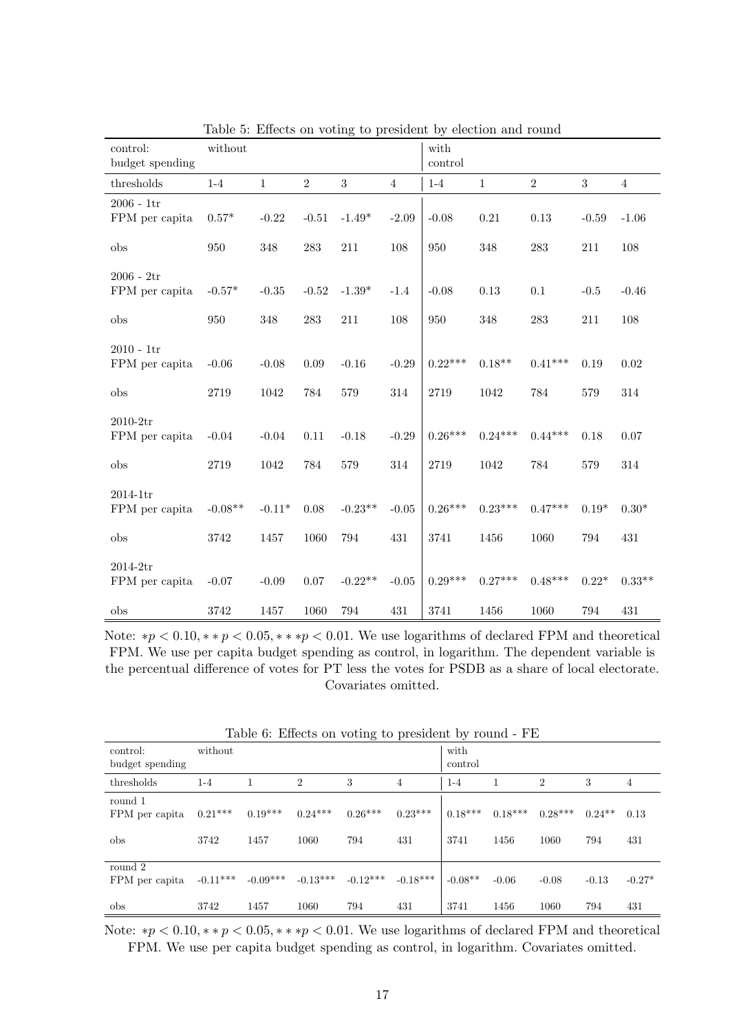Table 5: Effects on voting to president by election and round

| control: budget spending | without | | | | | with control | | | | |
|---|---|---|---|---|---|---|---|---|---|---|
| thresholds | 1-4 | 1 | 2 | 3 | 4 | 1-4 | 1 | 2 | 3 | 4 |
| 2006 - 1tr | | | | | | | | | | |
| FPM per capita | 0.57* | -0.22 | -0.51 | -1.49* | -2.09 | -0.08 | 0.21 | 0.13 | -0.59 | -1.06 |
| obs | 950 | 348 | 283 | 211 | 108 | 950 | 348 | 283 | 211 | 108 |
| 2006 - 2tr | | | | | | | | | | |
| FPM per capita | -0.57* | -0.35 | -0.52 | -1.39* | -1.4 | -0.08 | 0.13 | 0.1 | -0.5 | -0.46 |
| obs | 950 | 348 | 283 | 211 | 108 | 950 | 348 | 283 | 211 | 108 |
| 2010 - 1tr | | | | | | | | | | |
| FPM per capita | -0.06 | -0.08 | 0.09 | -0.16 | -0.29 | 0.22*** | 0.18** | 0.41*** | 0.19 | 0.02 |
| obs | 2719 | 1042 | 784 | 579 | 314 | 2719 | 1042 | 784 | 579 | 314 |
| 2010-2tr | | | | | | | | | | |
| FPM per capita | -0.04 | -0.04 | 0.11 | -0.18 | -0.29 | 0.26*** | 0.24*** | 0.44*** | 0.18 | 0.07 |
| obs | 2719 | 1042 | 784 | 579 | 314 | 2719 | 1042 | 784 | 579 | 314 |
| 2014-1tr | | | | | | | | | | |
| FPM per capita | -0.08** | -0.11* | 0.08 | -0.23** | -0.05 | 0.26*** | 0.23*** | 0.47*** | 0.19* | 0.30* |
| obs | 3742 | 1457 | 1060 | 794 | 431 | 3741 | 1456 | 1060 | 794 | 431 |
| 2014-2tr | | | | | | | | | | |
| FPM per capita | -0.07 | -0.09 | 0.07 | -0.22** | -0.05 | 0.29*** | 0.27*** | 0.48*** | 0.22* | 0.33** |
| obs | 3742 | 1457 | 1060 | 794 | 431 | 3741 | 1456 | 1060 | 794 | 431 |

Note: $*p < 0.10, **p < 0.05, ***p < 0.01$. We use logarithms of declared FPM and theoretical FPM. We use per capita budget spending as control, in logarithm. The dependent variable is the percentual difference of votes for PT less the votes for PSDB as a share of local electorate. Covariates omitted.

Table 6: Effects on voting to president by round - FE

| control: budget spending | without | | | | | with control | | | | |
|---|---|---|---|---|---|---|---|---|---|---|
| thresholds | 1-4 | 1 | 2 | 3 | 4 | 1-4 | 1 | 2 | 3 | 4 |
| round 1 | | | | | | | | | | |
| FPM per capita | 0.21*** | 0.19*** | 0.24*** | 0.26*** | 0.23*** | 0.18*** | 0.18*** | 0.28*** | 0.24** | 0.13 |
| obs | 3742 | 1457 | 1060 | 794 | 431 | 3741 | 1456 | 1060 | 794 | 431 |
| round 2 | | | | | | | | | | |
| FPM per capita | -0.11*** | -0.09*** | -0.13*** | -0.12*** | -0.18*** | -0.08** | -0.06 | -0.08 | -0.13 | -0.27* |
| obs | 3742 | 1457 | 1060 | 794 | 431 | 3741 | 1456 | 1060 | 794 | 431 |

Note: $*p < 0.10, **p < 0.05, ***p < 0.01$. We use logarithms of declared FPM and theoretical FPM. We use per capita budget spending as control, in logarithm. Covariates omitted.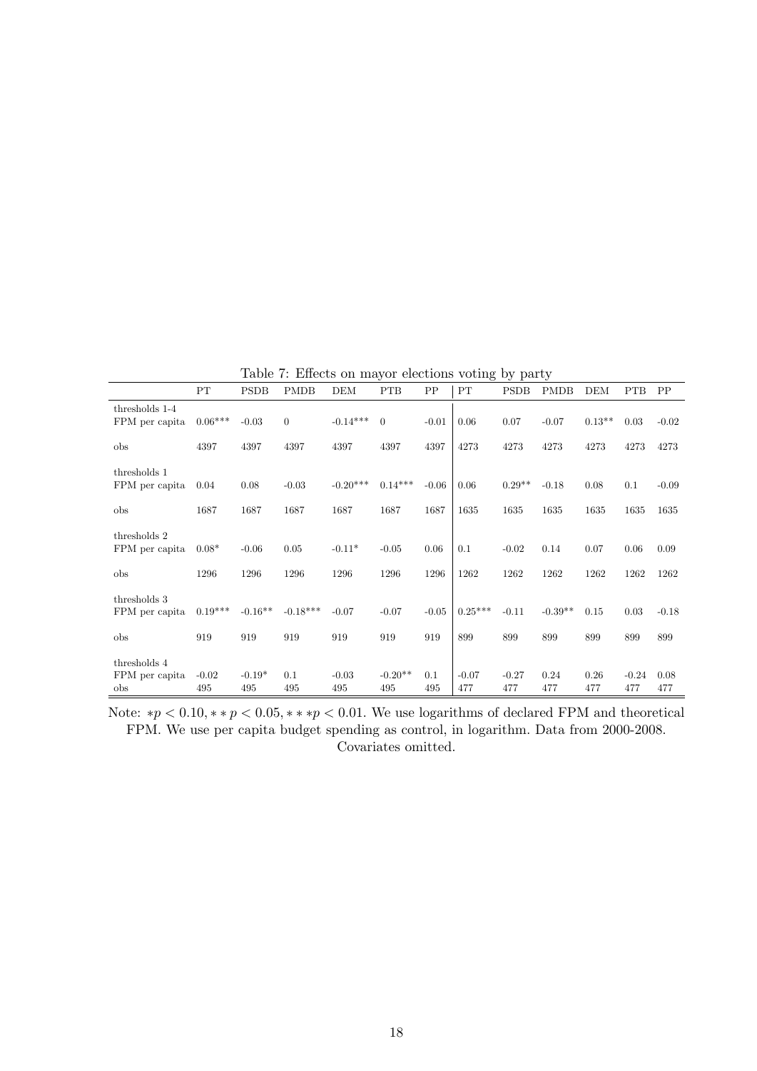Table 7: Effects on mayor elections voting by party

| | PT | PSDB | PMDB | DEM | PTB | PP | PT | PSDB | PMDB | DEM | PTB | PP |
|---|---|---|---|---|---|---|---|---|---|---|---|---|
| thresholds 1-4 | | | | | | | | | | | | |
| FPM per capita | 0.06*** | -0.03 | 0 | -0.14*** | 0 | -0.01 | 0.06 | 0.07 | -0.07 | 0.13** | 0.03 | -0.02 |
| obs | 4397 | 4397 | 4397 | 4397 | 4397 | 4397 | 4273 | 4273 | 4273 | 4273 | 4273 | 4273 |
| thresholds 1 | | | | | | | | | | | | |
| FPM per capita | 0.04 | 0.08 | -0.03 | -0.20*** | 0.14*** | -0.06 | 0.06 | 0.29** | -0.18 | 0.08 | 0.1 | -0.09 |
| obs | 1687 | 1687 | 1687 | 1687 | 1687 | 1687 | 1635 | 1635 | 1635 | 1635 | 1635 | 1635 |
| thresholds 2 | | | | | | | | | | | | |
| FPM per capita | 0.08* | -0.06 | 0.05 | -0.11* | -0.05 | 0.06 | 0.1 | -0.02 | 0.14 | 0.07 | 0.06 | 0.09 |
| obs | 1296 | 1296 | 1296 | 1296 | 1296 | 1296 | 1262 | 1262 | 1262 | 1262 | 1262 | 1262 |
| thresholds 3 | | | | | | | | | | | | |
| FPM per capita | 0.19*** | -0.16** | -0.18*** | -0.07 | -0.07 | -0.05 | 0.25*** | -0.11 | -0.39** | 0.15 | 0.03 | -0.18 |
| obs | 919 | 919 | 919 | 919 | 919 | 919 | 899 | 899 | 899 | 899 | 899 | 899 |
| thresholds 4 | | | | | | | | | | | | |
| FPM per capita | -0.02 | -0.19* | 0.1 | -0.03 | -0.20** | 0.1 | -0.07 | -0.27 | 0.24 | 0.26 | -0.24 | 0.08 |
| obs | 495 | 495 | 495 | 495 | 495 | 495 | 477 | 477 | 477 | 477 | 477 | 477 |

Note: $*p < 0.10, **p < 0.05, ***p < 0.01$. We use logarithms of declared FPM and theoretical FPM. We use per capita budget spending as control, in logarithm. Data from 2000-2008. Covariates omitted.